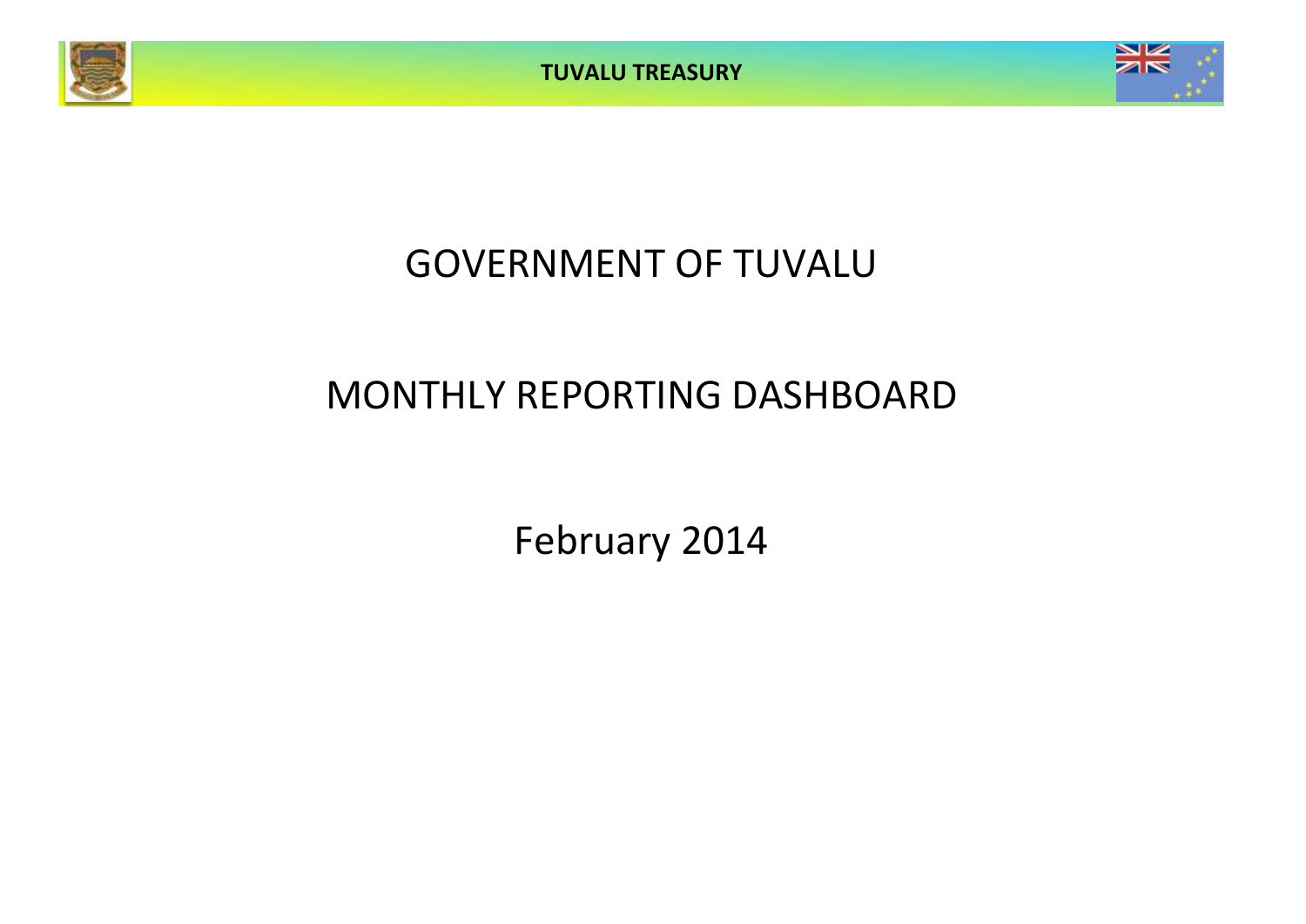TUVALU TREASURY

# GOVERNMENT OF TUVALU

# MONTHLY REPORTING DASHBOARD

## February 2014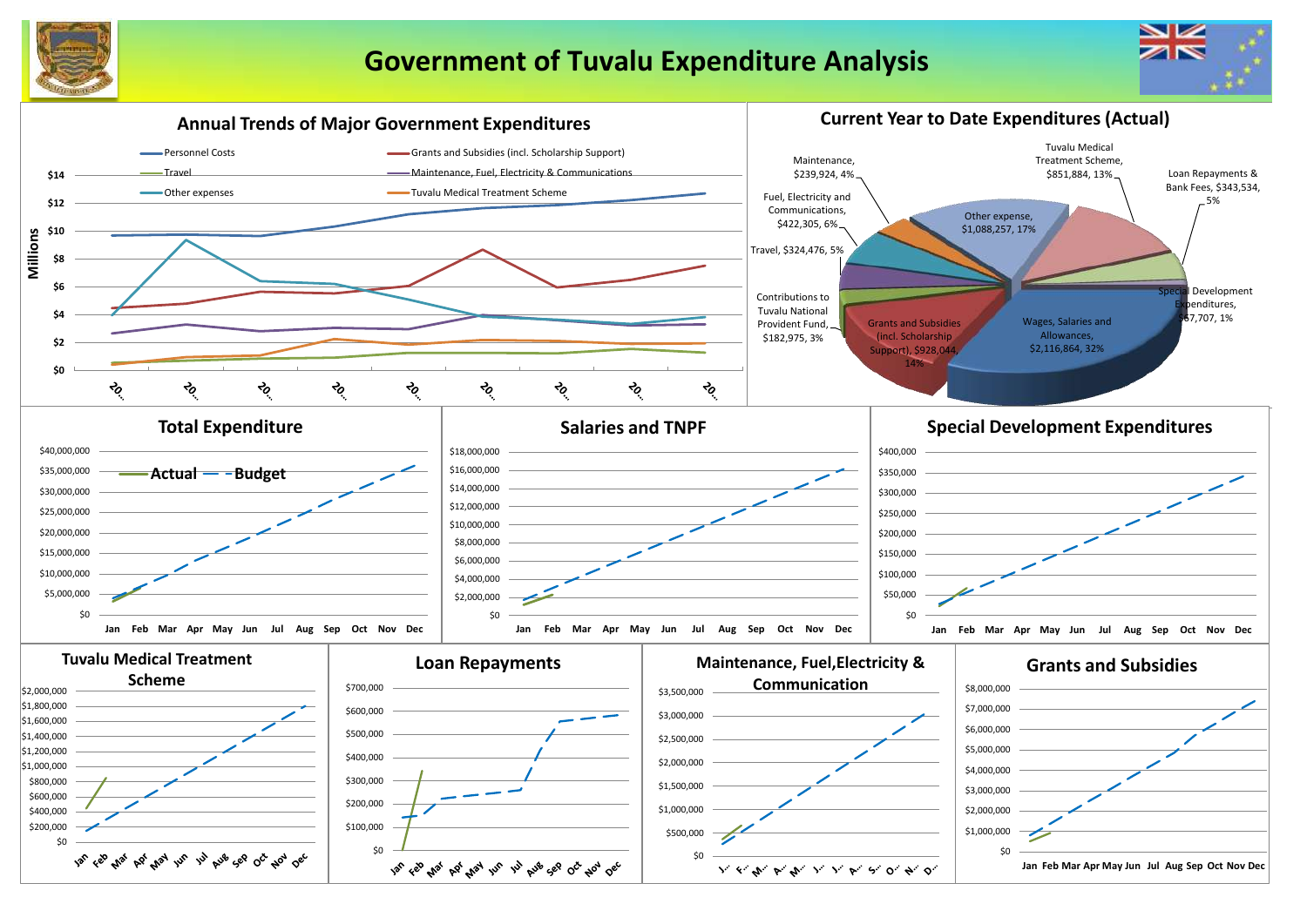# Government of Tuvalu Expenditure Analysis

## Annual Trends of Major Government Expenditures

- Personnel Costs
- Grants and Subsidies (incl. Scholarship Support)
- Travel
- Maintenance, Fuel, Electricity & Communications
- Other expenses
- Tuvalu Medical Treatment Scheme

Millions: $0, $2, $4, $6, $8, $10, $12, $14

## Current Year to Date Expenditures (Actual)

- Wages, Salaries and Allowances, $2,116,864, 32%
- Grants and Subsidies (incl. Scholarship Support), $928,044, 14%
- Contributions to Tuvalu National Provident Fund, $182,975, 3%
- Travel, $324,476, 5%
- Fuel, Electricity and Communications, $422,305, 6%
- Maintenance, $239,924, 4%
- Other expense, $1,088,257, 17%
- Tuvalu Medical Treatment Scheme, $851,884, 13%
- Loan Repayments & Bank Fees, $343,534, 5%
- Special Development Expenditures, $67,707, 1%

## Total Expenditure

Actual — Budget

$0 – $40,000,000; Jan Feb Mar Apr May Jun Jul Aug Sep Oct Nov Dec

## Salaries and TNPF

$0 – $18,000,000; Jan Feb Mar Apr May Jun Jul Aug Sep Oct Nov Dec

## Special Development Expenditures

$0 – $400,000; Jan Feb Mar Apr May Jun Jul Aug Sep Oct Nov Dec

## Tuvalu Medical Treatment Scheme

$0 – $2,000,000; Jan Feb Mar Apr May Jun Jul Aug Sep Oct Nov Dec

## Loan Repayments

$0 – $700,000; Jan Feb Mar Apr May Jun Jul Aug Sep Oct Nov Dec

## Maintenance, Fuel,Electricity & Communication

$0 – $3,500,000

## Grants and Subsidies

$0 – $8,000,000; Jan Feb Mar Apr May Jun Jul Aug Sep Oct Nov Dec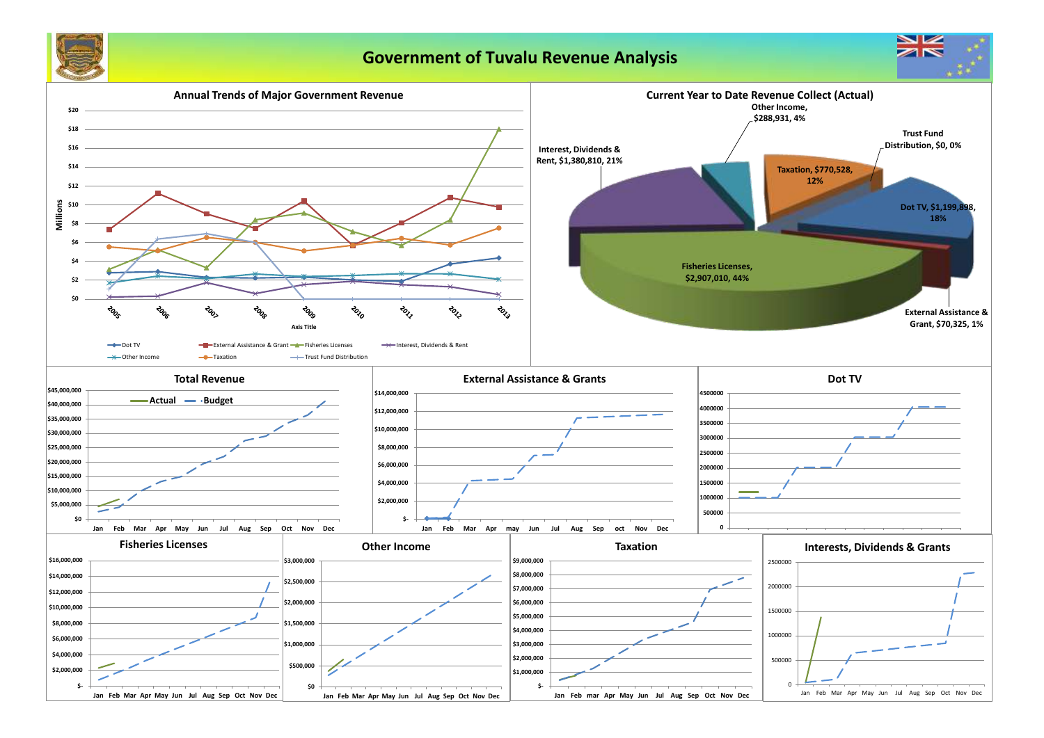# Government of Tuvalu Revenue Analysis

## Annual Trends of Major Government Revenue

Millions

$20, $18, $16, $14, $12, $10, $8, $6, $4, $2, $0

2005, 2006, 2007, 2008, 2009, 2010, 2011, 2012, 2013

Axis Title

Dot TV, External Assistance & Grant, Fisheries Licenses, Interest, Dividends & Rent, Other Income, Taxation, Trust Fund Distribution

## Current Year to Date Revenue Collect (Actual)

- Other Income, $288,931, 4%
- Trust Fund Distribution, $0, 0%
- Interest, Dividends & Rent, $1,380,810, 21%
- Taxation, $770,528, 12%
- Dot TV, $1,199,898, 18%
- Fisheries Licenses, $2,907,010, 44%
- External Assistance & Grant, $70,325, 1%

## Total Revenue

Actual, Budget

$45,000,000, $40,000,000, $35,000,000, $30,000,000, $25,000,000, $20,000,000, $15,000,000, $10,000,000, $5,000,000, $0

Jan, Feb, Mar, Apr, May, Jun, Jul, Aug, Sep, Oct, Nov, Dec

## External Assistance & Grants

$14,000,000, $12,000,000, $10,000,000, $8,000,000, $6,000,000, $4,000,000, $2,000,000, $-

Jan, Feb, Mar, Apr, may, Jun, Jul, Aug, Sep, oct, Nov, Dec

## Dot TV

4500000, 4000000, 3500000, 3000000, 2500000, 2000000, 1500000, 1000000, 500000, 0

## Fisheries Licenses

$16,000,000, $14,000,000, $12,000,000, $10,000,000, $8,000,000, $6,000,000, $4,000,000, $2,000,000, $-

Jan, Feb, Mar, Apr, May, Jun, Jul, Aug, Sep, Oct, Nov, Dec

## Other Income

$3,000,000, $2,500,000, $2,000,000, $1,500,000, $1,000,000, $500,000, $0

Jan, Feb, Mar, Apr, May, Jun, Jul, Aug, Sep, Oct, Nov, Dec

## Taxation

$9,000,000, $8,000,000, $7,000,000, $6,000,000, $5,000,000, $4,000,000, $3,000,000, $2,000,000, $1,000,000, $-

Jan, Feb, mar, Apr, May, Jun, Jul, Aug, Sep, Oct, Nov, Dec

## Interests, Dividends & Grants

2500000, 2000000, 1500000, 1000000, 500000, 0

Jan, Feb, Mar, Apr, May, Jun, Jul, Aug, Sep, Oct, Nov, Dec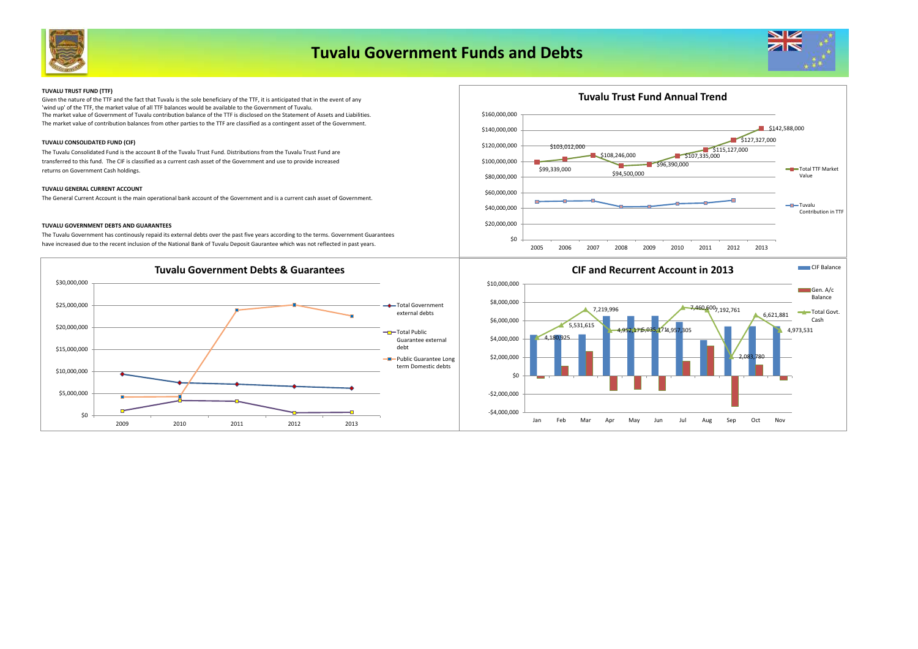# Tuvalu Government Funds and Debts

**TUVALU TRUST FUND (TTF)**

Given the nature of the TTF and the fact that Tuvalu is the sole beneficiary of the TTF, it is anticipated that in the event of any 'wind up' of the TTF, the market value of all TTF balances would be available to the Government of Tuvalu.
The market value of Government of Tuvalu contribution balance of the TTF is disclosed on the Statement of Assets and Liabilities.
The market value of contribution balances from other parties to the TTF are classified as a contingent asset of the Government.

**TUVALU CONSOLIDATED FUND (CIF)**

The Tuvalu Consolidated Fund is the account B of the Tuvalu Trust Fund. Distributions from the Tuvalu Trust Fund are transferred to this fund. The CIF is classified as a current cash asset of the Government and use to provide increased returns on Government Cash holdings.

**TUVALU GENERAL CURRENT ACCOUNT**

The General Current Account is the main operational bank account of the Government and is a current cash asset of Government.

**TUVALU GOVERNMENT DEBTS AND GUARANTEES**

The Tuvalu Government has continously repaid its external debts over the past five years according to the terms. Government Guarantees have increased due to the recent inclusion of the National Bank of Tuvalu Deposit Gaurantee which was not reflected in past years.

## Tuvalu Trust Fund Annual Trend

| Year | Total TTF Market Value |
|---|---|
| 2005 | $99,339,000 |
| 2006 | $103,012,000 |
| 2007 | $108,246,000 |
| 2008 | $94,500,000 |
| 2009 | $96,390,000 |
| 2010 | $107,335,000 |
| 2011 | $115,127,000 |
| 2012 | $127,327,000 |
| 2013 | $142,588,000 |

Series: Total TTF Market Value; Tuvalu Contribution in TTF

## Tuvalu Government Debts & Guarantees

Series: Total Government external debts; Total Public Guarantee external debt; Public Guarantee Long term Domestic debts (2009–2013)

## CIF and Recurrent Account in 2013

| Month | Total Govt. Cash |
|---|---|
| Jan | 4,180,925 |
| Feb | 5,531,615 |
| Mar | 7,219,996 |
| Apr | 4,952,175 |
| May | 5,035,171 |
| Jun | 4,957,305 |
| Jul | 7,460,600 |
| Aug | 7,192,761 |
| Sep | 2,083,780 |
| Oct | 6,621,881 |
| Nov | 4,973,531 |

Series: CIF Balance; Gen. A/c Balance; Total Govt. Cash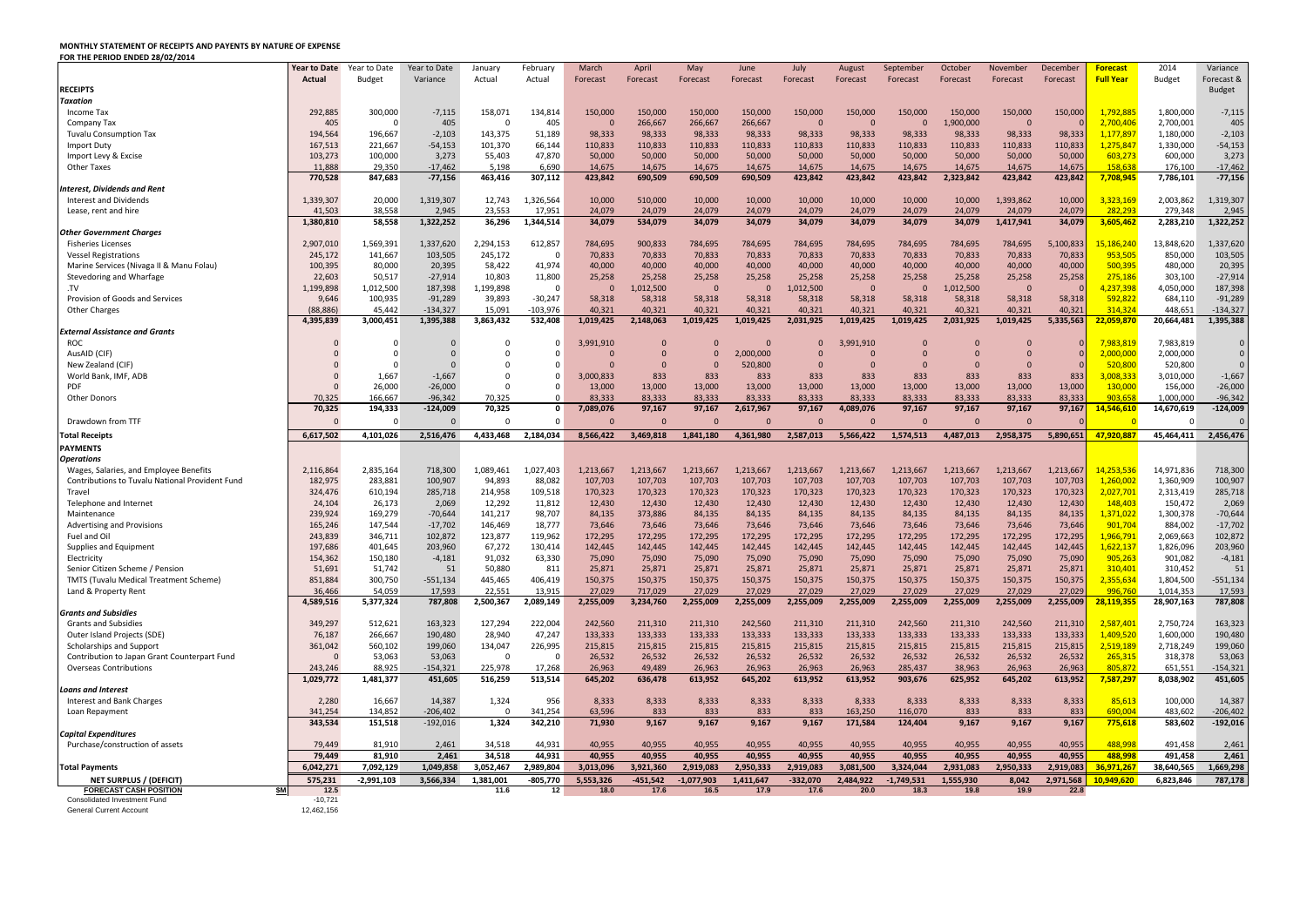**MONTHLY STATEMENT OF RECEIPTS AND PAYENTS BY NATURE OF EXPENSE**
**FOR THE PERIOD ENDED 28/02/2014**

| | Year to Date Actual | Year to Date Budget | Year to Date Variance | January Actual | February Actual | March Forecast | April Forecast | May Forecast | June Forecast | July Forecast | August Forecast | September Forecast | October Forecast | November Forecast | December Forecast | Forecast Full Year | 2014 Budget | Variance Forecast & Budget |
|---|---|---|---|---|---|---|---|---|---|---|---|---|---|---|---|---|---|---|
| **RECEIPTS** | | | | | | | | | | | | | | | | | | |
| ***Taxation*** | | | | | | | | | | | | | | | | | | |
| Income Tax | 292,885 | 300,000 | -7,115 | 158,071 | 134,814 | 150,000 | 150,000 | 150,000 | 150,000 | 150,000 | 150,000 | 150,000 | 150,000 | 150,000 | 150,000 | 1,792,885 | 1,800,000 | -7,115 |
| Company Tax | 405 | 0 | 405 | 0 | 405 | 0 | 266,667 | 266,667 | 266,667 | 0 | 0 | 0 | 1,900,000 | 0 | 0 | 2,700,406 | 2,700,001 | 405 |
| Tuvalu Consumption Tax | 194,564 | 196,667 | -2,103 | 143,375 | 51,189 | 98,333 | 98,333 | 98,333 | 98,333 | 98,333 | 98,333 | 98,333 | 98,333 | 98,333 | 98,333 | 1,177,897 | 1,180,000 | -2,103 |
| Import Duty | 167,513 | 221,667 | -54,153 | 101,370 | 66,144 | 110,833 | 110,833 | 110,833 | 110,833 | 110,833 | 110,833 | 110,833 | 110,833 | 110,833 | 110,833 | 1,275,847 | 1,330,000 | -54,153 |
| Import Levy & Excise | 103,273 | 100,000 | 3,273 | 55,403 | 47,870 | 50,000 | 50,000 | 50,000 | 50,000 | 50,000 | 50,000 | 50,000 | 50,000 | 50,000 | 50,000 | 603,273 | 600,000 | 3,273 |
| Other Taxes | 11,888 | 29,350 | -17,462 | 5,198 | 6,690 | 14,675 | 14,675 | 14,675 | 14,675 | 14,675 | 14,675 | 14,675 | 14,675 | 14,675 | 14,675 | 158,638 | 176,100 | -17,462 |
| | **770,528** | **847,683** | **-77,156** | **463,416** | **307,112** | **423,842** | **690,509** | **690,509** | **690,509** | **423,842** | **423,842** | **423,842** | **2,323,842** | **423,842** | **423,842** | **7,708,945** | **7,786,101** | **-77,156** |
| ***Interest, Dividends and Rent*** | | | | | | | | | | | | | | | | | | |
| Interest and Dividends | 1,339,307 | 20,000 | 1,319,307 | 12,743 | 1,326,564 | 10,000 | 510,000 | 10,000 | 10,000 | 10,000 | 10,000 | 10,000 | 10,000 | 1,393,862 | 10,000 | 3,323,169 | 2,003,862 | 1,319,307 |
| Lease, rent and hire | 41,503 | 38,558 | 2,945 | 23,553 | 17,951 | 24,079 | 24,079 | 24,079 | 24,079 | 24,079 | 24,079 | 24,079 | 24,079 | 24,079 | 24,079 | 282,293 | 279,348 | 2,945 |
| | **1,380,810** | **58,558** | **1,322,252** | **36,296** | **1,344,514** | **34,079** | **534,079** | **34,079** | **34,079** | **34,079** | **34,079** | **34,079** | **34,079** | **1,417,941** | **34,079** | **3,605,462** | **2,283,210** | **1,322,252** |
| ***Other Government Charges*** | | | | | | | | | | | | | | | | | | |
| Fisheries Licenses | 2,907,010 | 1,569,391 | 1,337,620 | 2,294,153 | 612,857 | 784,695 | 900,833 | 784,695 | 784,695 | 784,695 | 784,695 | 784,695 | 784,695 | 784,695 | 5,100,833 | 15,186,240 | 13,848,620 | 1,337,620 |
| Vessel Registrations | 245,172 | 141,667 | 103,505 | 245,172 | 0 | 70,833 | 70,833 | 70,833 | 70,833 | 70,833 | 70,833 | 70,833 | 70,833 | 70,833 | 70,833 | 953,505 | 850,000 | 103,505 |
| Marine Services (Nivaga II & Manu Folau) | 100,395 | 80,000 | 20,395 | 58,422 | 41,974 | 40,000 | 40,000 | 40,000 | 40,000 | 40,000 | 40,000 | 40,000 | 40,000 | 40,000 | 40,000 | 500,395 | 480,000 | 20,395 |
| Stevedoring and Wharfage | 22,603 | 50,517 | -27,914 | 10,803 | 11,800 | 25,258 | 25,258 | 25,258 | 25,258 | 25,258 | 25,258 | 25,258 | 25,258 | 25,258 | 25,258 | 275,186 | 303,100 | -27,914 |
| .TV | 1,199,898 | 1,012,500 | 187,398 | 1,199,898 | 0 | 0 | 1,012,500 | 0 | 0 | 1,012,500 | 0 | 0 | 1,012,500 | 0 | 0 | 4,237,398 | 4,050,000 | 187,398 |
| Provision of Goods and Services | 9,646 | 100,935 | -91,289 | 39,893 | -30,247 | 58,318 | 58,318 | 58,318 | 58,318 | 58,318 | 58,318 | 58,318 | 58,318 | 58,318 | 58,318 | 592,822 | 684,110 | -91,289 |
| Other Charges | (88,886) | 45,442 | -134,327 | 15,091 | -103,976 | 40,321 | 40,321 | 40,321 | 40,321 | 40,321 | 40,321 | 40,321 | 40,321 | 40,321 | 40,321 | 314,324 | 448,651 | -134,327 |
| | **4,395,839** | **3,000,451** | **1,395,388** | **3,863,432** | **532,408** | **1,019,425** | **2,148,063** | **1,019,425** | **1,019,425** | **2,031,925** | **1,019,425** | **1,019,425** | **2,031,925** | **1,019,425** | **5,335,563** | **22,059,870** | **20,664,481** | **1,395,388** |
| ***External Assistance and Grants*** | | | | | | | | | | | | | | | | | | |
| ROC | 0 | 0 | 0 | 0 | 0 | 3,991,910 | 0 | 0 | 0 | 0 | 3,991,910 | 0 | 0 | 0 | 0 | 7,983,819 | 7,983,819 | 0 |
| AusAID (CIF) | 0 | 0 | 0 | 0 | 0 | 0 | 0 | 0 | 2,000,000 | 0 | 0 | 0 | 0 | 0 | 0 | 2,000,000 | 2,000,000 | 0 |
| New Zealand (CIF) | 0 | 0 | 0 | 0 | 0 | 0 | 0 | 0 | 520,800 | 0 | 0 | 0 | 0 | 0 | 0 | 520,800 | 520,800 | 0 |
| World Bank, IMF, ADB | 0 | 1,667 | -1,667 | 0 | 0 | 3,000,833 | 833 | 833 | 833 | 833 | 833 | 833 | 833 | 833 | 833 | 3,008,333 | 3,010,000 | -1,667 |
| PDF | 0 | 26,000 | -26,000 | 0 | 0 | 13,000 | 13,000 | 13,000 | 13,000 | 13,000 | 13,000 | 13,000 | 13,000 | 13,000 | 13,000 | 130,000 | 156,000 | -26,000 |
| Other Donors | 70,325 | 166,667 | -96,342 | 70,325 | 0 | 83,333 | 83,333 | 83,333 | 83,333 | 83,333 | 83,333 | 83,333 | 83,333 | 83,333 | 83,333 | 903,658 | 1,000,000 | -96,342 |
| | **70,325** | **194,333** | **-124,009** | **70,325** | **0** | **7,089,076** | **97,167** | **97,167** | **2,617,967** | **97,167** | **4,089,076** | **97,167** | **97,167** | **97,167** | **97,167** | **14,546,610** | **14,670,619** | **-124,009** |
| Drawndown from TTF | 0 | 0 | 0 | 0 | 0 | 0 | 0 | 0 | 0 | 0 | 0 | 0 | 0 | 0 | | 0 | 0 | 0 |
| **Total Receipts** | **6,617,502** | **4,101,026** | **2,516,476** | **4,433,468** | **2,184,034** | **8,566,422** | **3,469,818** | **1,841,180** | **4,361,980** | **2,587,013** | **5,566,422** | **1,574,513** | **4,487,013** | **2,958,375** | **5,890,651** | **47,920,887** | **45,464,411** | **2,456,476** |
| **PAYMENTS** | | | | | | | | | | | | | | | | | | |
| ***Operations*** | | | | | | | | | | | | | | | | | | |
| Wages, Salaries, and Employee Benefits | 2,116,864 | 2,835,164 | 718,300 | 1,089,461 | 1,027,403 | 1,213,667 | 1,213,667 | 1,213,667 | 1,213,667 | 1,213,667 | 1,213,667 | 1,213,667 | 1,213,667 | 1,213,667 | 1,213,667 | 14,253,536 | 14,971,836 | 718,300 |
| Contributions to Tuvalu National Provident Fund | 182,975 | 283,881 | 100,907 | 94,893 | 88,082 | 107,703 | 107,703 | 107,703 | 107,703 | 107,703 | 107,703 | 107,703 | 107,703 | 107,703 | 107,703 | 1,260,002 | 1,360,909 | 100,907 |
| Travel | 324,476 | 610,194 | 285,718 | 214,958 | 109,518 | 170,323 | 170,323 | 170,323 | 170,323 | 170,323 | 170,323 | 170,323 | 170,323 | 170,323 | 170,323 | 2,027,701 | 2,313,419 | 285,718 |
| Telephone and Internet | 24,104 | 26,173 | 2,069 | 12,292 | 11,812 | 12,430 | 12,430 | 12,430 | 12,430 | 12,430 | 12,430 | 12,430 | 12,430 | 12,430 | 12,430 | 148,403 | 150,472 | 2,069 |
| Maintenance | 239,924 | 169,279 | -70,644 | 141,217 | 98,707 | 84,135 | 373,886 | 84,135 | 84,135 | 84,135 | 84,135 | 84,135 | 84,135 | 84,135 | 84,135 | 1,371,022 | 1,300,378 | -70,644 |
| Advertising and Provisions | 165,246 | 147,544 | -17,702 | 146,469 | 18,777 | 73,646 | 73,646 | 73,646 | 73,646 | 73,646 | 73,646 | 73,646 | 73,646 | 73,646 | 73,646 | 901,704 | 884,002 | -17,702 |
| Fuel and Oil | 243,839 | 346,711 | 102,872 | 123,877 | 119,962 | 172,295 | 172,295 | 172,295 | 172,295 | 172,295 | 172,295 | 172,295 | 172,295 | 172,295 | 172,295 | 1,966,791 | 2,069,663 | 102,872 |
| Supplies and Equipment | 197,686 | 401,645 | 203,960 | 67,272 | 130,414 | 142,445 | 142,445 | 142,445 | 142,445 | 142,445 | 142,445 | 142,445 | 142,445 | 142,445 | 142,445 | 1,622,137 | 1,826,096 | 203,960 |
| Electricity | 154,362 | 150,180 | -4,181 | 91,032 | 63,330 | 75,090 | 75,090 | 75,090 | 75,090 | 75,090 | 75,090 | 75,090 | 75,090 | 75,090 | 75,090 | 905,263 | 901,082 | -4,181 |
| Senior Citizen Scheme / Pension | 51,691 | 51,742 | 51 | 50,880 | 811 | 25,871 | 25,871 | 25,871 | 25,871 | 25,871 | 25,871 | 25,871 | 25,871 | 25,871 | 25,871 | 310,401 | 310,452 | 51 |
| TMTS (Tuvalu Medical Treatment Scheme) | 851,884 | 300,750 | -551,134 | 445,465 | 406,419 | 150,375 | 150,375 | 150,375 | 150,375 | 150,375 | 150,375 | 150,375 | 150,375 | 150,375 | 150,375 | 2,355,634 | 1,804,500 | -551,134 |
| Land & Property Rent | 36,466 | 54,059 | 17,593 | 22,551 | 13,915 | 27,029 | 717,029 | 27,029 | 27,029 | 27,029 | 27,029 | 27,029 | 27,029 | 27,029 | 27,029 | 996,760 | 1,014,353 | 17,593 |
| | **4,589,516** | **5,377,324** | **787,808** | **2,500,367** | **2,089,149** | **2,255,009** | **3,234,760** | **2,255,009** | **2,255,009** | **2,255,009** | **2,255,009** | **2,255,009** | **2,255,009** | **2,255,009** | **2,255,009** | **28,119,355** | **28,907,163** | **787,808** |
| ***Grants and Subsidies*** | | | | | | | | | | | | | | | | | | |
| Grants and Subsidies | 349,297 | 512,621 | 163,323 | 127,294 | 222,004 | 242,560 | 211,310 | 211,310 | 242,560 | 211,310 | 211,310 | 242,560 | 211,310 | 242,560 | 211,310 | 2,587,401 | 2,750,724 | 163,323 |
| Outer Island Projects (SDE) | 76,187 | 266,667 | 190,480 | 28,940 | 47,247 | 133,333 | 133,333 | 133,333 | 133,333 | 133,333 | 133,333 | 133,333 | 133,333 | 133,333 | 133,333 | 1,409,520 | 1,600,000 | 190,480 |
| Scholarships and Support | 361,042 | 560,102 | 199,060 | 134,047 | 226,995 | 215,815 | 215,815 | 215,815 | 215,815 | 215,815 | 215,815 | 215,815 | 215,815 | 215,815 | 215,815 | 2,519,189 | 2,718,249 | 199,060 |
| Contribution to Japan Grant Counterpart Fund | 0 | 53,063 | 53,063 | 0 | 0 | 26,532 | 26,532 | 26,532 | 26,532 | 26,532 | 26,532 | 26,532 | 26,532 | 26,532 | 26,532 | 265,315 | 318,378 | 53,063 |
| Overseas Contributions | 243,246 | 88,925 | -154,321 | 225,978 | 17,268 | 26,963 | 49,489 | 26,963 | 26,963 | 26,963 | 26,963 | 285,437 | 38,963 | 26,963 | 26,963 | 805,872 | 651,551 | -154,321 |
| | **1,029,772** | **1,481,377** | **451,605** | **516,259** | **513,514** | **645,202** | **636,478** | **613,952** | **645,202** | **613,952** | **613,952** | **903,676** | **625,952** | **645,202** | **613,952** | **7,587,297** | **8,038,902** | **451,605** |
| ***Loans and Interest*** | | | | | | | | | | | | | | | | | | |
| Interest and Bank Charges | 2,280 | 16,667 | 14,387 | 1,324 | 956 | 8,333 | 8,333 | 8,333 | 8,333 | 8,333 | 8,333 | 8,333 | 8,333 | 8,333 | 8,333 | 85,613 | 100,000 | 14,387 |
| Loan Repayment | 341,254 | 134,852 | -206,402 | 0 | 341,254 | 63,596 | 833 | 833 | 833 | 833 | 163,250 | 116,070 | 833 | 833 | 833 | 690,004 | 483,602 | -206,402 |
| | **343,534** | **151,518** | **-192,016** | **1,324** | **342,210** | **71,930** | **9,167** | **9,167** | **9,167** | **9,167** | **171,584** | **124,404** | **9,167** | **9,167** | **9,167** | **775,618** | **583,602** | **-192,016** |
| ***Capital Expenditures*** | | | | | | | | | | | | | | | | | | |
| Purchase/construction of assets | 79,449 | 81,910 | 2,461 | 34,518 | 44,931 | 40,955 | 40,955 | 40,955 | 40,955 | 40,955 | 40,955 | 40,955 | 40,955 | 40,955 | 40,955 | 488,998 | 491,458 | 2,461 |
| | **79,449** | **81,910** | **2,461** | **34,518** | **44,931** | **40,955** | **40,955** | **40,955** | **40,955** | **40,955** | **40,955** | **40,955** | **40,955** | **40,955** | **40,955** | **488,998** | **491,458** | **2,461** |
| **Total Payments** | **6,042,271** | **7,092,129** | **1,049,858** | **3,052,467** | **2,989,804** | **3,013,096** | **3,921,360** | **2,919,083** | **2,950,333** | **2,919,083** | **3,081,500** | **3,324,044** | **2,931,083** | **2,950,333** | **2,919,083** | **36,971,267** | **38,640,565** | **1,669,298** |
| **NET SURPLUS / (DEFICIT)** | **575,231** | **-2,991,103** | **3,566,334** | **1,381,001** | **-805,770** | **5,553,326** | **-451,542** | **-1,077,903** | **1,411,647** | **-332,070** | **2,484,922** | **-1,749,531** | **1,555,930** | **8,042** | **2,971,568** | **10,949,620** | **6,823,846** | **787,178** |
| **FORECAST CASH POSITION $M** | **12.5** | | | **11.6** | **12** | **18.0** | **17.6** | **16.5** | **17.9** | **17.6** | **20.0** | **18.3** | **19.8** | **19.9** | **22.8** | | | |
| Consolidated Investment Fund | -10,721 | | | | | | | | | | | | | | | | | |
| General Current Account | 12,462,156 | | | | | | | | | | | | | | | | | |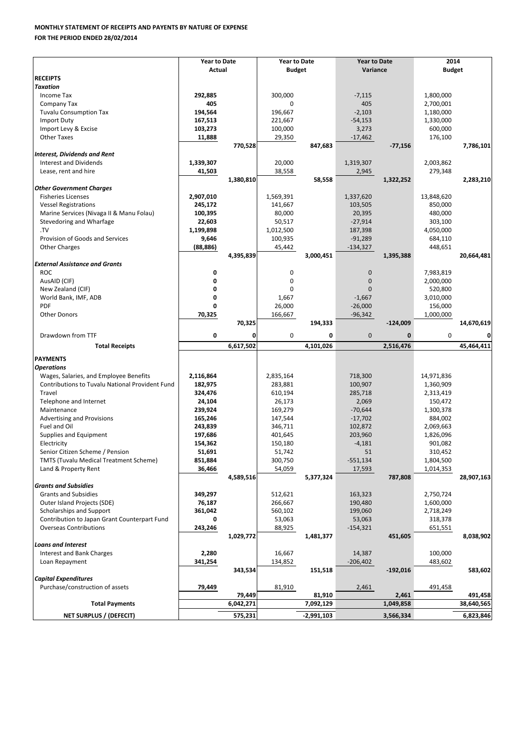**MONTHLY STATEMENT OF RECEIPTS AND PAYENTS BY NATURE OF EXPENSE**

**FOR THE PERIOD ENDED 28/02/2014**

| | Year to Date Actual | | Year to Date Budget | | Year to Date Variance | | 2014 Budget | |
|---|---|---|---|---|---|---|---|---|
| **RECEIPTS** | | | | | | | | |
| ***Taxation*** | | | | | | | | |
| Income Tax | **292,885** | | 300,000 | | -7,115 | | 1,800,000 | |
| Company Tax | **405** | | 0 | | 405 | | 2,700,001 | |
| Tuvalu Consumption Tax | **194,564** | | 196,667 | | -2,103 | | 1,180,000 | |
| Import Duty | **167,513** | | 221,667 | | -54,153 | | 1,330,000 | |
| Import Levy & Excise | **103,273** | | 100,000 | | 3,273 | | 600,000 | |
| Other Taxes | **11,888** | | 29,350 | | -17,462 | | 176,100 | |
| | | **770,528** | | **847,683** | | **-77,156** | | **7,786,101** |
| ***Interest, Dividends and Rent*** | | | | | | | | |
| Interest and Dividends | **1,339,307** | | 20,000 | | 1,319,307 | | 2,003,862 | |
| Lease, rent and hire | **41,503** | | 38,558 | | 2,945 | | 279,348 | |
| | | **1,380,810** | | **58,558** | | **1,322,252** | | **2,283,210** |
| ***Other Government Charges*** | | | | | | | | |
| Fisheries Licenses | **2,907,010** | | 1,569,391 | | 1,337,620 | | 13,848,620 | |
| Vessel Registrations | **245,172** | | 141,667 | | 103,505 | | 850,000 | |
| Marine Services (Nivaga II & Manu Folau) | **100,395** | | 80,000 | | 20,395 | | 480,000 | |
| Stevedoring and Wharfage | **22,603** | | 50,517 | | -27,914 | | 303,100 | |
| .TV | **1,199,898** | | 1,012,500 | | 187,398 | | 4,050,000 | |
| Provision of Goods and Services | **9,646** | | 100,935 | | -91,289 | | 684,110 | |
| Other Charges | **(88,886)** | | 45,442 | | -134,327 | | 448,651 | |
| | | **4,395,839** | | **3,000,451** | | **1,395,388** | | **20,664,481** |
| ***External Assistance and Grants*** | | | | | | | | |
| ROC | **0** | | 0 | | 0 | | 7,983,819 | |
| AusAID (CIF) | **0** | | 0 | | 0 | | 2,000,000 | |
| New Zealand (CIF) | **0** | | 0 | | 0 | | 520,800 | |
| World Bank, IMF, ADB | **0** | | 1,667 | | -1,667 | | 3,010,000 | |
| PDF | **0** | | 26,000 | | -26,000 | | 156,000 | |
| Other Donors | **70,325** | | 166,667 | | -96,342 | | 1,000,000 | |
| | | **70,325** | | **194,333** | | **-124,009** | | **14,670,619** |
| Drawdown from TTF | **0** | **0** | 0 | **0** | 0 | **0** | 0 | **0** |
| **Total Receipts** | | **6,617,502** | | **4,101,026** | | **2,516,476** | | **45,464,411** |
| **PAYMENTS** | | | | | | | | |
| ***Operations*** | | | | | | | | |
| Wages, Salaries, and Employee Benefits | **2,116,864** | | 2,835,164 | | 718,300 | | 14,971,836 | |
| Contributions to Tuvalu National Provident Fund | **182,975** | | 283,881 | | 100,907 | | 1,360,909 | |
| Travel | **324,476** | | 610,194 | | 285,718 | | 2,313,419 | |
| Telephone and Internet | **24,104** | | 26,173 | | 2,069 | | 150,472 | |
| Maintenance | **239,924** | | 169,279 | | -70,644 | | 1,300,378 | |
| Advertising and Provisions | **165,246** | | 147,544 | | -17,702 | | 884,002 | |
| Fuel and Oil | **243,839** | | 346,711 | | 102,872 | | 2,069,663 | |
| Supplies and Equipment | **197,686** | | 401,645 | | 203,960 | | 1,826,096 | |
| Electricity | **154,362** | | 150,180 | | -4,181 | | 901,082 | |
| Senior Citizen Scheme / Pension | **51,691** | | 51,742 | | 51 | | 310,452 | |
| TMTS (Tuvalu Medical Treatment Scheme) | **851,884** | | 300,750 | | -551,134 | | 1,804,500 | |
| Land & Property Rent | **36,466** | | 54,059 | | 17,593 | | 1,014,353 | |
| | | **4,589,516** | | **5,377,324** | | **787,808** | | **28,907,163** |
| ***Grants and Subsidies*** | | | | | | | | |
| Grants and Subsidies | **349,297** | | 512,621 | | 163,323 | | 2,750,724 | |
| Outer Island Projects (SDE) | **76,187** | | 266,667 | | 190,480 | | 1,600,000 | |
| Scholarships and Support | **361,042** | | 560,102 | | 199,060 | | 2,718,249 | |
| Contribution to Japan Grant Counterpart Fund | **0** | | 53,063 | | 53,063 | | 318,378 | |
| Overseas Contributions | **243,246** | | 88,925 | | -154,321 | | 651,551 | |
| | | **1,029,772** | | **1,481,377** | | **451,605** | | **8,038,902** |
| ***Loans and Interest*** | | | | | | | | |
| Interest and Bank Charges | **2,280** | | 16,667 | | 14,387 | | 100,000 | |
| Loan Repayment | **341,254** | | 134,852 | | -206,402 | | 483,602 | |
| | | **343,534** | | **151,518** | | **-192,016** | | **583,602** |
| ***Capital Expenditures*** | | | | | | | | |
| Purchase/construction of assets | **79,449** | | 81,910 | | 2,461 | | 491,458 | |
| | | **79,449** | | **81,910** | | **2,461** | | **491,458** |
| **Total Payments** | | **6,042,271** | | **7,092,129** | | **1,049,858** | | **38,640,565** |
| **NET SURPLUS / (DEFECIT)** | | **575,231** | | **-2,991,103** | | **3,566,334** | | **6,823,846** |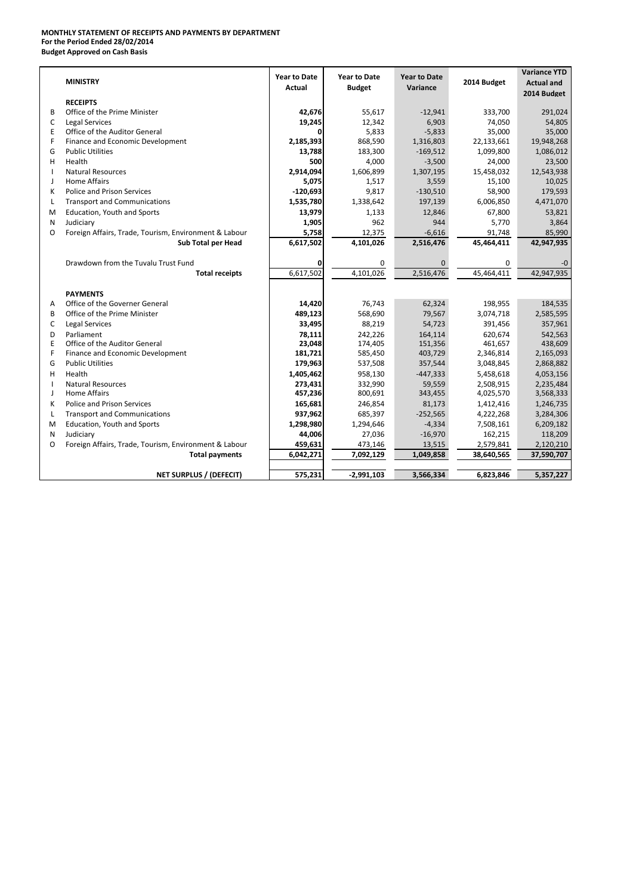**MONTHLY STATEMENT OF RECEIPTS AND PAYMENTS BY DEPARTMENT**
**For the Period Ended 28/02/2014**
**Budget Approved on Cash Basis**

| | MINISTRY | Year to Date Actual | Year to Date Budget | Year to Date Variance | 2014 Budget | Variance YTD Actual and 2014 Budget |
|---|---|---|---|---|---|---|
| | **RECEIPTS** | | | | | |
| B | Office of the Prime Minister | **42,676** | 55,617 | -12,941 | 333,700 | 291,024 |
| C | Legal Services | **19,245** | 12,342 | 6,903 | 74,050 | 54,805 |
| E | Office of the Auditor General | **0** | 5,833 | -5,833 | 35,000 | 35,000 |
| F | Finance and Economic Development | **2,185,393** | 868,590 | 1,316,803 | 22,133,661 | 19,948,268 |
| G | Public Utilities | **13,788** | 183,300 | -169,512 | 1,099,800 | 1,086,012 |
| H | Health | **500** | 4,000 | -3,500 | 24,000 | 23,500 |
| I | Natural Resources | **2,914,094** | 1,606,899 | 1,307,195 | 15,458,032 | 12,543,938 |
| J | Home Affairs | **5,075** | 1,517 | 3,559 | 15,100 | 10,025 |
| K | Police and Prison Services | **-120,693** | 9,817 | -130,510 | 58,900 | 179,593 |
| L | Transport and Communications | **1,535,780** | 1,338,642 | 197,139 | 6,006,850 | 4,471,070 |
| M | Education, Youth and Sports | **13,979** | 1,133 | 12,846 | 67,800 | 53,821 |
| N | Judiciary | **1,905** | 962 | 944 | 5,770 | 3,864 |
| O | Foreign Affairs, Trade, Tourism, Environment & Labour | **5,758** | 12,375 | -6,616 | 91,748 | 85,990 |
| | **Sub Total per Head** | **6,617,502** | **4,101,026** | **2,516,476** | **45,464,411** | **42,947,935** |
| | Drawdown from the Tuvalu Trust Fund | **0** | 0 | 0 | 0 | -0 |
| | **Total receipts** | 6,617,502 | 4,101,026 | 2,516,476 | 45,464,411 | 42,947,935 |
| | **PAYMENTS** | | | | | |
| A | Office of the Governer General | **14,420** | 76,743 | 62,324 | 198,955 | 184,535 |
| B | Office of the Prime Minister | **489,123** | 568,690 | 79,567 | 3,074,718 | 2,585,595 |
| C | Legal Services | **33,495** | 88,219 | 54,723 | 391,456 | 357,961 |
| D | Parliament | **78,111** | 242,226 | 164,114 | 620,674 | 542,563 |
| E | Office of the Auditor General | **23,048** | 174,405 | 151,356 | 461,657 | 438,609 |
| F | Finance and Economic Development | **181,721** | 585,450 | 403,729 | 2,346,814 | 2,165,093 |
| G | Public Utilities | **179,963** | 537,508 | 357,544 | 3,048,845 | 2,868,882 |
| H | Health | **1,405,462** | 958,130 | -447,333 | 5,458,618 | 4,053,156 |
| I | Natural Resources | **273,431** | 332,990 | 59,559 | 2,508,915 | 2,235,484 |
| J | Home Affairs | **457,236** | 800,691 | 343,455 | 4,025,570 | 3,568,333 |
| K | Police and Prison Services | **165,681** | 246,854 | 81,173 | 1,412,416 | 1,246,735 |
| L | Transport and Communications | **937,962** | 685,397 | -252,565 | 4,222,268 | 3,284,306 |
| M | Education, Youth and Sports | **1,298,980** | 1,294,646 | -4,334 | 7,508,161 | 6,209,182 |
| N | Judiciary | **44,006** | 27,036 | -16,970 | 162,215 | 118,209 |
| O | Foreign Affairs, Trade, Tourism, Environment & Labour | **459,631** | 473,146 | 13,515 | 2,579,841 | 2,120,210 |
| | **Total payments** | **6,042,271** | **7,092,129** | **1,049,858** | **38,640,565** | **37,590,707** |
| | **NET SURPLUS / (DEFECIT)** | **575,231** | **-2,991,103** | **3,566,334** | **6,823,846** | **5,357,227** |